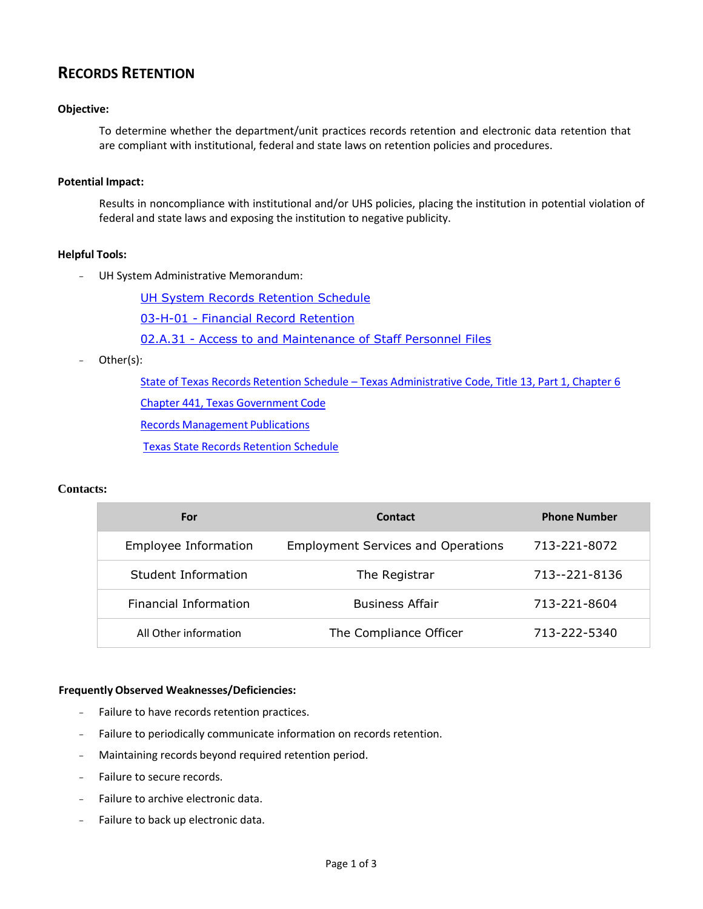# Records Retention

**Objective:**

To determine whether the department/unit practices records retention and electronic data retention that are compliant with institutional, federal and state laws on retention policies and procedures.

**Potential Impact:**

Results in noncompliance with institutional and/or UHS policies, placing the institution in potential violation of federal and state laws and exposing the institution to negative publicity.

**Helpful Tools:**

- UH System Administrative Memorandum:
  - UH System Records Retention Schedule
  - 03-H-01 - Financial Record Retention
  - 02.A.31 - Access to and Maintenance of Staff Personnel Files
- Other(s):
  - State of Texas Records Retention Schedule – Texas Administrative Code, Title 13, Part 1, Chapter 6
  - Chapter 441, Texas Government Code
  - Records Management Publications
  - Texas State Records Retention Schedule

**Contacts:**

| For | Contact | Phone Number |
|---|---|---|
| Employee Information | Employment Services and Operations | 713-221-8072 |
| Student Information | The Registrar | 713--221-8136 |
| Financial Information | Business Affair | 713-221-8604 |
| All Other information | The Compliance Officer | 713-222-5340 |

**Frequently Observed Weaknesses/Deficiencies:**

- Failure to have records retention practices.
- Failure to periodically communicate information on records retention.
- Maintaining records beyond required retention period.
- Failure to secure records.
- Failure to archive electronic data.
- Failure to back up electronic data.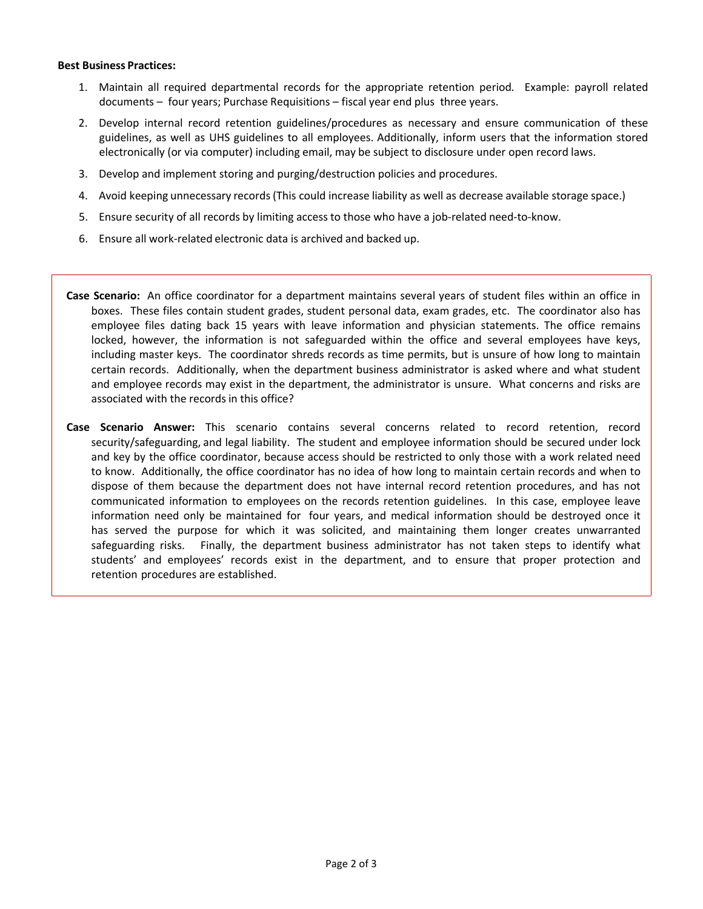**Best Business Practices:**

1. Maintain all required departmental records for the appropriate retention period. Example: payroll related documents – four years; Purchase Requisitions – fiscal year end plus three years.
2. Develop internal record retention guidelines/procedures as necessary and ensure communication of these guidelines, as well as UHS guidelines to all employees. Additionally, inform users that the information stored electronically (or via computer) including email, may be subject to disclosure under open record laws.
3. Develop and implement storing and purging/destruction policies and procedures.
4. Avoid keeping unnecessary records (This could increase liability as well as decrease available storage space.)
5. Ensure security of all records by limiting access to those who have a job-related need-to-know.
6. Ensure all work-related electronic data is archived and backed up.

**Case Scenario:** An office coordinator for a department maintains several years of student files within an office in boxes. These files contain student grades, student personal data, exam grades, etc. The coordinator also has employee files dating back 15 years with leave information and physician statements. The office remains locked, however, the information is not safeguarded within the office and several employees have keys, including master keys. The coordinator shreds records as time permits, but is unsure of how long to maintain certain records. Additionally, when the department business administrator is asked where and what student and employee records may exist in the department, the administrator is unsure. What concerns and risks are associated with the records in this office?

**Case Scenario Answer:** This scenario contains several concerns related to record retention, record security/safeguarding, and legal liability. The student and employee information should be secured under lock and key by the office coordinator, because access should be restricted to only those with a work related need to know. Additionally, the office coordinator has no idea of how long to maintain certain records and when to dispose of them because the department does not have internal record retention procedures, and has not communicated information to employees on the records retention guidelines. In this case, employee leave information need only be maintained for four years, and medical information should be destroyed once it has served the purpose for which it was solicited, and maintaining them longer creates unwarranted safeguarding risks. Finally, the department business administrator has not taken steps to identify what students' and employees' records exist in the department, and to ensure that proper protection and retention procedures are established.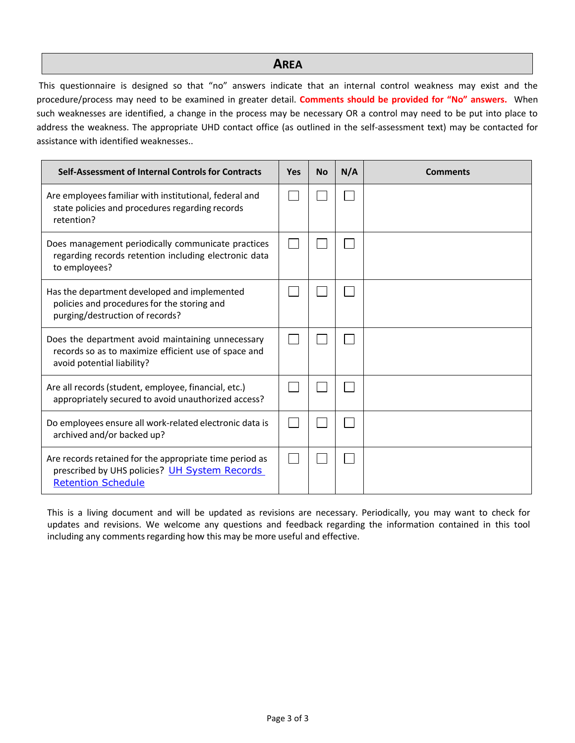## AREA

This questionnaire is designed so that "no" answers indicate that an internal control weakness may exist and the procedure/process may need to be examined in greater detail. **Comments should be provided for "No" answers.** When such weaknesses are identified, a change in the process may be necessary OR a control may need to be put into place to address the weakness. The appropriate UHD contact office (as outlined in the self-assessment text) may be contacted for assistance with identified weaknesses..

| Self-Assessment of Internal Controls for Contracts | Yes | No | N/A | Comments |
|---|---|---|---|---|
| Are employees familiar with institutional, federal and state policies and procedures regarding records retention? | ☐ | ☐ | ☐ | |
| Does management periodically communicate practices regarding records retention including electronic data to employees? | ☐ | ☐ | ☐ | |
| Has the department developed and implemented policies and procedures for the storing and purging/destruction of records? | ☐ | ☐ | ☐ | |
| Does the department avoid maintaining unnecessary records so as to maximize efficient use of space and avoid potential liability? | ☐ | ☐ | ☐ | |
| Are all records (student, employee, financial, etc.) appropriately secured to avoid unauthorized access? | ☐ | ☐ | ☐ | |
| Do employees ensure all work-related electronic data is archived and/or backed up? | ☐ | ☐ | ☐ | |
| Are records retained for the appropriate time period as prescribed by UHS policies? UH System Records Retention Schedule | ☐ | ☐ | ☐ | |

This is a living document and will be updated as revisions are necessary. Periodically, you may want to check for updates and revisions. We welcome any questions and feedback regarding the information contained in this tool including any comments regarding how this may be more useful and effective.